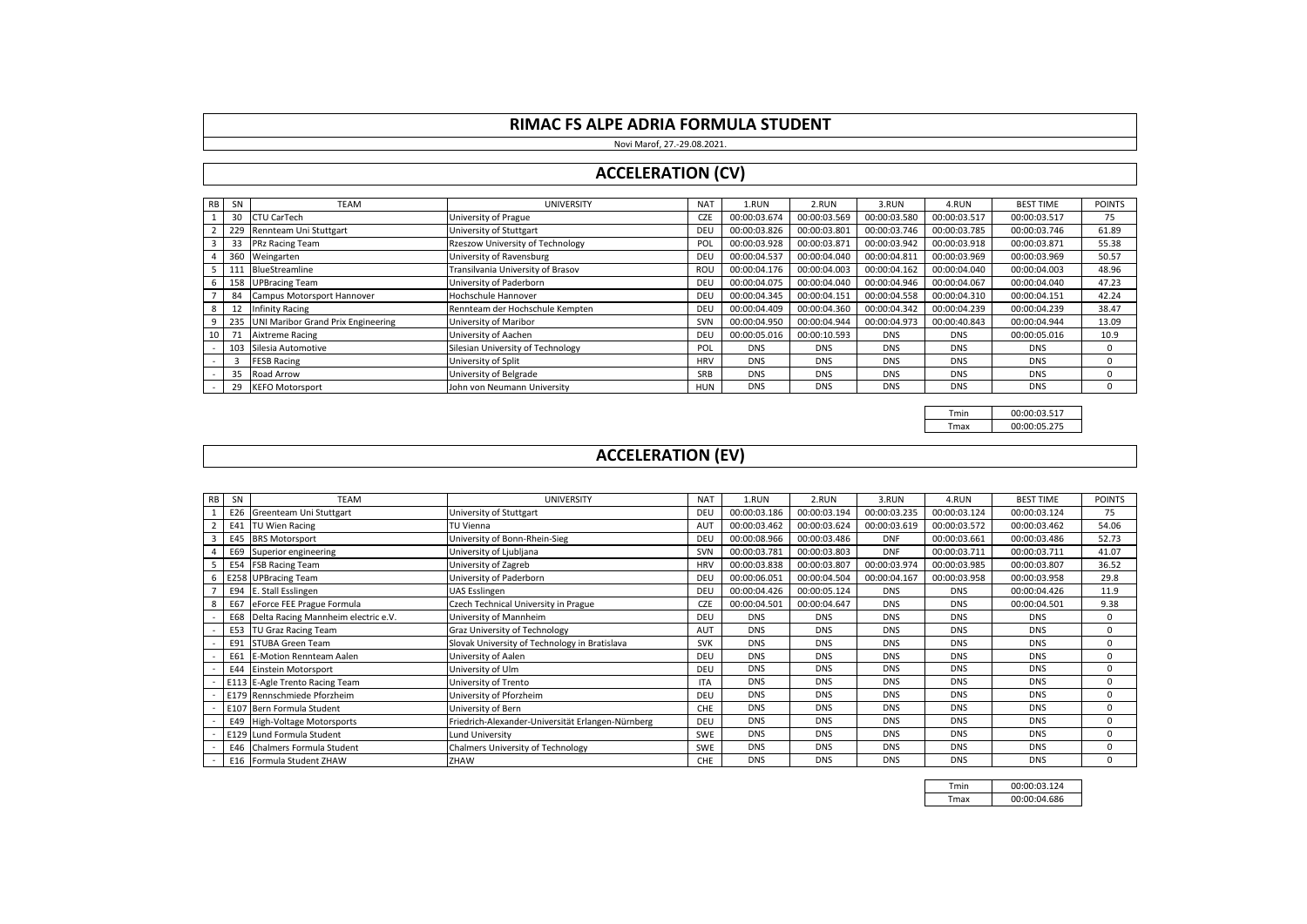# RIMAC FS ALPE ADRIA FORMULA STUDENT

Novi Marof, 27.-29.08.2021.

## ACCELERATION (CV)

| RB | SN | TEAM | UNIVERSITY | NAT | 1.RUN | 2.RUN | 3.RUN | 4.RUN | BEST TIME | POINTS |
|---|---|---|---|---|---|---|---|---|---|---|
| 1 | 30 | CTU CarTech | University of Prague | CZE | 00:00:03.674 | 00:00:03.569 | 00:00:03.580 | 00:00:03.517 | 00:00:03.517 | 75 |
| 2 | 229 | Rennteam Uni Stuttgart | University of Stuttgart | DEU | 00:00:03.826 | 00:00:03.801 | 00:00:03.746 | 00:00:03.785 | 00:00:03.746 | 61.89 |
| 3 | 33 | PRz Racing Team | Rzeszow University of Technology | POL | 00:00:03.928 | 00:00:03.871 | 00:00:03.942 | 00:00:03.918 | 00:00:03.871 | 55.38 |
| 4 | 360 | Weingarten | University of Ravensburg | DEU | 00:00:04.537 | 00:00:04.040 | 00:00:04.811 | 00:00:03.969 | 00:00:03.969 | 50.57 |
| 5 | 111 | BlueStreamline | Transilvania University of Brasov | ROU | 00:00:04.176 | 00:00:04.003 | 00:00:04.162 | 00:00:04.040 | 00:00:04.003 | 48.96 |
| 6 | 158 | UPBracing Team | University of Paderborn | DEU | 00:00:04.075 | 00:00:04.040 | 00:00:04.946 | 00:00:04.067 | 00:00:04.040 | 47.23 |
| 7 | 84 | Campus Motorsport Hannover | Hochschule Hannover | DEU | 00:00:04.345 | 00:00:04.151 | 00:00:04.558 | 00:00:04.310 | 00:00:04.151 | 42.24 |
| 8 | 12 | Infinity Racing | Rennteam der Hochschule Kempten | DEU | 00:00:04.409 | 00:00:04.360 | 00:00:04.342 | 00:00:04.239 | 00:00:04.239 | 38.47 |
| 9 | 235 | UNI Maribor Grand Prix Engineering | University of Maribor | SVN | 00:00:04.950 | 00:00:04.944 | 00:00:04.973 | 00:00:40.843 | 00:00:04.944 | 13.09 |
| 10 | 71 | Aixtreme Racing | University of Aachen | DEU | 00:00:05.016 | 00:00:10.593 | DNS | DNS | 00:00:05.016 | 10.9 |
| - | 103 | Silesia Automotive | Silesian University of Technology | POL | DNS | DNS | DNS | DNS | DNS | 0 |
| - | 3 | FESB Racing | University of Split | HRV | DNS | DNS | DNS | DNS | DNS | 0 |
| - | 35 | Road Arrow | University of Belgrade | SRB | DNS | DNS | DNS | DNS | DNS | 0 |
| - | 29 | KEFO Motorsport | John von Neumann University | HUN | DNS | DNS | DNS | DNS | DNS | 0 |

| | |
|---|---|
| Tmin | 00:00:03.517 |
| Tmax | 00:00:05.275 |

## ACCELERATION (EV)

| RB | SN | TEAM | UNIVERSITY | NAT | 1.RUN | 2.RUN | 3.RUN | 4.RUN | BEST TIME | POINTS |
|---|---|---|---|---|---|---|---|---|---|---|
| 1 | E26 | Greenteam Uni Stuttgart | University of Stuttgart | DEU | 00:00:03.186 | 00:00:03.194 | 00:00:03.235 | 00:00:03.124 | 00:00:03.124 | 75 |
| 2 | E41 | TU Wien Racing | TU Vienna | AUT | 00:00:03.462 | 00:00:03.624 | 00:00:03.619 | 00:00:03.572 | 00:00:03.462 | 54.06 |
| 3 | E45 | BRS Motorsport | University of Bonn-Rhein-Sieg | DEU | 00:00:08.966 | 00:00:03.486 | DNF | 00:00:03.661 | 00:00:03.486 | 52.73 |
| 4 | E69 | Superior engineering | University of Ljubljana | SVN | 00:00:03.781 | 00:00:03.803 | DNF | 00:00:03.711 | 00:00:03.711 | 41.07 |
| 5 | E54 | FSB Racing Team | University of Zagreb | HRV | 00:00:03.838 | 00:00:03.807 | 00:00:03.974 | 00:00:03.985 | 00:00:03.807 | 36.52 |
| 6 | E258 | UPBracing Team | University of Paderborn | DEU | 00:00:06.051 | 00:00:04.504 | 00:00:04.167 | 00:00:03.958 | 00:00:03.958 | 29.8 |
| 7 | E94 | E. Stall Esslingen | UAS Esslingen | DEU | 00:00:04.426 | 00:00:05.124 | DNS | DNS | 00:00:04.426 | 11.9 |
| 8 | E67 | eForce FEE Prague Formula | Czech Technical University in Prague | CZE | 00:00:04.501 | 00:00:04.647 | DNS | DNS | 00:00:04.501 | 9.38 |
| - | E68 | Delta Racing Mannheim electric e.V. | University of Mannheim | DEU | DNS | DNS | DNS | DNS | DNS | 0 |
| - | E53 | TU Graz Racing Team | Graz University of Technology | AUT | DNS | DNS | DNS | DNS | DNS | 0 |
| - | E91 | STUBA Green Team | Slovak University of Technology in Bratislava | SVK | DNS | DNS | DNS | DNS | DNS | 0 |
| - | E61 | E-Motion Rennteam Aalen | University of Aalen | DEU | DNS | DNS | DNS | DNS | DNS | 0 |
| - | E44 | Einstein Motorsport | University of Ulm | DEU | DNS | DNS | DNS | DNS | DNS | 0 |
| - | E113 | E-Agle Trento Racing Team | University of Trento | ITA | DNS | DNS | DNS | DNS | DNS | 0 |
| - | E179 | Rennschmiede Pforzheim | University of Pforzheim | DEU | DNS | DNS | DNS | DNS | DNS | 0 |
| - | E107 | Bern Formula Student | University of Bern | CHE | DNS | DNS | DNS | DNS | DNS | 0 |
| - | E49 | High-Voltage Motorsports | Friedrich-Alexander-Universität Erlangen-Nürnberg | DEU | DNS | DNS | DNS | DNS | DNS | 0 |
| - | E129 | Lund Formula Student | Lund University | SWE | DNS | DNS | DNS | DNS | DNS | 0 |
| - | E46 | Chalmers Formula Student | Chalmers University of Technology | SWE | DNS | DNS | DNS | DNS | DNS | 0 |
| - | E16 | Formula Student ZHAW | ZHAW | CHE | DNS | DNS | DNS | DNS | DNS | 0 |

| | |
|---|---|
| Tmin | 00:00:03.124 |
| Tmax | 00:00:04.686 |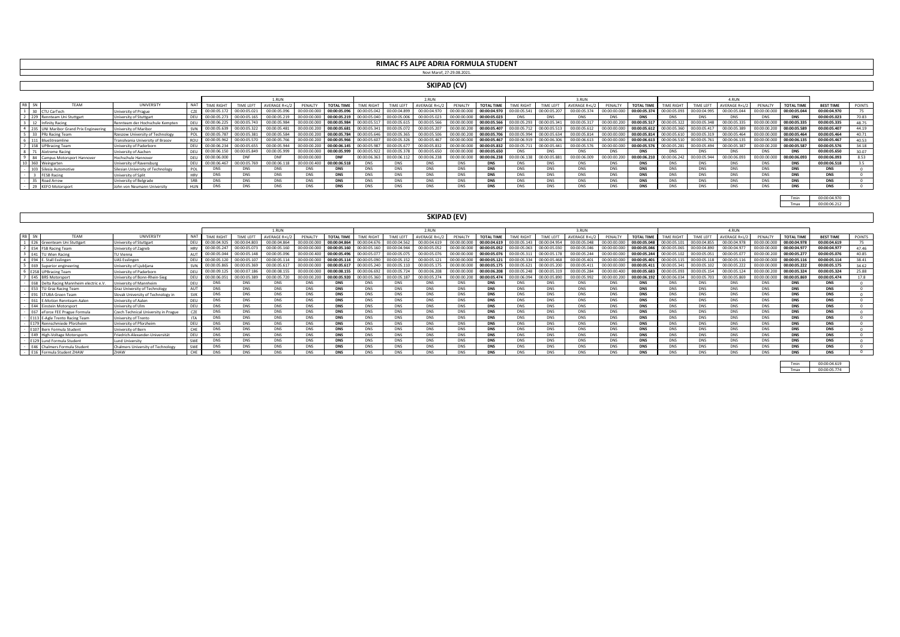# RIMAC FS ALPE ADRIA FORMULA STUDENT

Novi Marof, 27-29.08.2021.

## SKIPAD (CV)

| RB | SN | TEAM | UNIVERSITY | NAT | 1.RUN | | | | | 2.RUN | | | | | 3.RUN | | | | | 4.RUN | | | | | BEST TIME | POINTS |
|---|---|---|---|---|---|---|---|---|---|---|---|---|---|---|---|---|---|---|---|---|---|---|---|---|---|---|
| | | | | | TIME RIGHT | TIME LEFT | AVERAGE R+L/2 | PENALTY | TOTAL TIME | TIME RIGHT | TIME LEFT | AVERAGE R+L/2 | PENALTY | TOTAL TIME | TIME RIGHT | TIME LEFT | AVERAGE R+L/2 | PENALTY | TOTAL TIME | TIME RIGHT | TIME LEFT | AVERAGE R+L/2 | PENALTY | TOTAL TIME | | |
| 1 | 30 | CTU CarTech | University of Prague | CZE | 00:00:05.172 | 00:00:05.021 | 00:00:05.096 | 00:00:00.000 | **00:00:05.096** | 00:00:05.042 | 00:00:04.899 | 00:00:04.970 | 00:00:00.000 | **00:00:04.970** | 00:00:05.541 | 00:00:05.207 | 00:00:05.374 | 00:00:00.000 | **00:00:05.374** | 00:00:05.093 | 00:00:04.995 | 00:00:05.044 | 00:00:00.000 | **00:00:05.044** | **00:00:04.970** | 75 |
| 2 | 229 | Rennteam Uni Stuttgart | University of Stuttgart | DEU | 00:00:05.273 | 00:00:05.165 | 00:00:05.219 | 00:00:00.000 | **00:00:05.219** | 00:00:05.040 | 00:00:05.006 | 00:00:05.023 | 00:00:00.000 | **00:00:05.023** | DNS | DNS | DNS | DNS | **DNS** | DNS | DNS | DNS | DNS | **DNS** | **00:00:05.023** | 70.83 |
| 3 | 12 | Infinity Racing | Rennteam der Hochschule Kempten | DEU | 00:00:06.225 | 00:00:05.743 | 00:00:05.984 | 00:00:00.000 | **00:00:05.984** | 00:00:05.517 | 00:00:05.615 | 00:00:05.566 | 00:00:00.000 | **00:00:05.566** | 00:00:05.293 | 00:00:05.341 | 00:00:05.317 | 00:00:00.200 | **00:00:05.517** | 00:00:05.322 | 00:00:05.348 | 00:00:05.335 | 00:00:00.000 | **00:00:05.335** | **00:00:05.335** | 48.75 |
| 4 | 235 | UNI Maribor Grand Prix Engineering | University of Maribor | SVN | 00:00:05.639 | 00:00:05.322 | 00:00:05.481 | 00:00:00.200 | **00:00:05.681** | 00:00:05.341 | 00:00:05.072 | 00:00:05.207 | 00:00:00.200 | **00:00:05.407** | 00:00:05.712 | 00:00:05.513 | 00:00:05.612 | 00:00:00.000 | **00:00:05.612** | 00:00:05.360 | 00:00:05.417 | 00:00:05.389 | 00:00:00.200 | **00:00:05.589** | **00:00:05.407** | 44.19 |
| 5 | 33 | PRz Racing Team | Rzeszow University of Technology | POL | 00:00:05.787 | 00:00:05.381 | 00:00:05.584 | 00:00:00.200 | **00:00:05.784** | 00:00:05.646 | 00:00:05.365 | 00:00:05.506 | 00:00:00.200 | **00:00:05.706** | 00:00:05.994 | 00:00:05.634 | 00:00:05.814 | 00:00:00.000 | **00:00:05.814** | 00:00:05.610 | 00:00:05.319 | 00:00:05.464 | 00:00:00.000 | **00:00:05.464** | **00:00:05.464** | 40.71 |
| 6 | 111 | BlueStreamline | Transilvania University of Brasov | ROU | 00:00:05.962 | 00:00:05.570 | 00:00:05.766 | 00:00:00.200 | **00:00:05.966** | 00:00:05.607 | 00:00:05.326 | 00:00:05.467 | 00:00:00.000 | **00:00:05.467** | 00:00:06.919 | 00:00:06.306 | 00:00:06.613 | 00:00:00.000 | **00:00:06.613** | 00:00:06.510 | 00:00:05.761 | 00:00:06.135 | 00:00:00.000 | **00:00:06.135** | **00:00:05.467** | 40.53 |
| 7 | 158 | UPBracing Team | University of Paderborn | DEU | 00:00:06.234 | 00:00:05.655 | 00:00:05.944 | 00:00:00.200 | **00:00:06.145** | 00:00:05.987 | 00:00:05.677 | 00:00:05.832 | 00:00:00.000 | **00:00:05.832** | 00:00:05.711 | 00:00:05.441 | 00:00:05.576 | 00:00:00.000 | **00:00:05.576** | 00:00:05.281 | 00:00:05.494 | 00:00:05.387 | 00:00:00.200 | **00:00:05.587** | **00:00:05.576** | 34.18 |
| 8 | 71 | Aixtreme Racing | University of Aachen | DEU | 00:00:06.150 | 00:00:05.849 | 00:00:05.999 | 00:00:00.000 | **00:00:05.999** | 00:00:05.922 | 00:00:05.378 | 00:00:05.650 | 00:00:00.000 | **00:00:05.650** | DNS | DNS | DNS | DNS | **DNS** | DNS | DNS | DNS | DNS | **DNS** | **00:00:05.650** | 30.07 |
| 9 | 84 | Campus Motorsport Hannover | Hochschule Hannover | DEU | 00:00:06.000 | DNF | DNF | 00:00:00.000 | **DNF** | 00:00:06.363 | 00:00:06.112 | 00:00:06.238 | 00:00:00.000 | **00:00:06.238** | 00:00:06.138 | 00:00:05.881 | 00:00:06.009 | 00:00:00.200 | **00:00:06.210** | 00:00:06.242 | 00:00:05.944 | 00:00:06.093 | 00:00:00.000 | **00:00:06.093** | **00:00:06.093** | 8.53 |
| 10 | 360 | Weingarten | University of Ravensburg | DEU | 00:00:06.467 | 00:00:05.769 | 00:00:06.118 | 00:00:00.400 | **00:00:06.518** | DNS | DNS | DNS | DNS | **DNS** | DNS | DNS | DNS | DNS | **DNS** | DNS | DNS | DNS | DNS | **DNS** | **00:00:06.518** | 3.5 |
| - | 103 | Silesia Automotive | Silesian University of Technology | POL | DNS | DNS | DNS | DNS | **DNS** | DNS | DNS | DNS | DNS | **DNS** | DNS | DNS | DNS | DNS | **DNS** | DNS | DNS | DNS | DNS | **DNS** | **DNS** | 0 |
| - | 3 | FESB Racing | University of Split | HRV | DNS | DNS | DNS | DNS | **DNS** | DNS | DNS | DNS | DNS | **DNS** | DNS | DNS | DNS | DNS | **DNS** | DNS | DNS | DNS | DNS | **DNS** | **DNS** | 0 |
| - | 35 | Road Arrow | University of Belgrade | SRB | DNS | DNS | DNS | DNS | **DNS** | DNS | DNS | DNS | DNS | **DNS** | DNS | DNS | DNS | DNS | **DNS** | DNS | DNS | DNS | DNS | **DNS** | **DNS** | 0 |
| - | 29 | KEFO Motorsport | John von Neumann University | HUN | DNS | DNS | DNS | DNS | **DNS** | DNS | DNS | DNS | DNS | **DNS** | DNS | DNS | DNS | DNS | **DNS** | DNS | DNS | DNS | DNS | **DNS** | **DNS** | 0 |

| | |
|---|---|
| Tmin | 00:00:04.970 |
| Tmax | 00:00:06.212 |

## SKIPAD (EV)

| RB | SN | TEAM | UNIVERSITY | NAT | 1.RUN | | | | | 2.RUN | | | | | 3.RUN | | | | | 4.RUN | | | | | BEST TIME | POINTS |
|---|---|---|---|---|---|---|---|---|---|---|---|---|---|---|---|---|---|---|---|---|---|---|---|---|---|---|
| | | | | | TIME RIGHT | TIME LEFT | AVERAGE R+L/2 | PENALTY | TOTAL TIME | TIME RIGHT | TIME LEFT | AVERAGE R+L/2 | PENALTY | TOTAL TIME | TIME RIGHT | TIME LEFT | AVERAGE R+L/2 | PENALTY | TOTAL TIME | TIME RIGHT | TIME LEFT | AVERAGE R+L/2 | PENALTY | TOTAL TIME | | |
| 1 | E26 | Greenteam Uni Stuttgart | University of Stuttgart | DEU | 00:00:04.925 | 00:00:04.803 | 00:00:04.864 | 00:00:00.000 | **00:00:04.864** | 00:00:04.676 | 00:00:04.562 | 00:00:04.619 | 00:00:00.000 | **00:00:04.619** | 00:00:05.143 | 00:00:04.954 | 00:00:05.048 | 00:00:00.000 | **00:00:05.048** | 00:00:05.101 | 00:00:04.855 | 00:00:04.978 | 00:00:00.000 | **00:00:04.978** | **00:00:04.619** | 75 |
| 2 | E54 | FSB Racing Team | University of Zagreb | HRV | 00:00:05.247 | 00:00:05.073 | 00:00:05.160 | 00:00:00.000 | **00:00:05.160** | 00:00:05.160 | 00:00:04.944 | 00:00:05.052 | 00:00:00.000 | **00:00:05.052** | 00:00:05.063 | 00:00:05.030 | 00:00:05.046 | 00:00:00.000 | **00:00:05.046** | 00:00:05.065 | 00:00:04.890 | 00:00:04.977 | 00:00:00.000 | **00:00:04.977** | **00:00:04.977** | 47.46 |
| 3 | E41 | TU Wien Racing | TU Vienna | AUT | 00:00:05.044 | 00:00:05.148 | 00:00:05.096 | 00:00:00.400 | **00:00:05.496** | 00:00:05.077 | 00:00:05.075 | 00:00:05.076 | 00:00:00.000 | **00:00:05.076** | 00:00:05.311 | 00:00:05.178 | 00:00:05.244 | 00:00:00.000 | **00:00:05.244** | 00:00:05.102 | 00:00:05.051 | 00:00:05.077 | 00:00:00.200 | **00:00:05.277** | **00:00:05.076** | 40.85 |
| 4 | E94 | E. Stall Esslingen | UAS Esslingen | DEU | 00:00:05.120 | 00:00:05.107 | 00:00:05.114 | 00:00:00.000 | **00:00:05.114** | 00:00:05.090 | 00:00:05.152 | 00:00:05.121 | 00:00:00.000 | **00:00:05.121** | 00:00:05.334 | 00:00:05.468 | 00:00:05.401 | 00:00:00.000 | **00:00:05.401** | 00:00:05.115 | 00:00:05.118 | 00:00:05.116 | 00:00:00.000 | **00:00:05.116** | **00:00:05.114** | 38.41 |
| 5 | E69 | Superior engineering | University of Ljubljana | SVN | 00:00:05.865 | 00:00:05.369 | 00:00:05.617 | 00:00:00.000 | **00:00:05.617** | 00:00:05.240 | 00:00:05.110 | 00:00:05.175 | 00:00:00.000 | **00:00:05.175** | 00:00:05.621 | 00:00:05.200 | 00:00:05.411 | 00:00:00.000 | **00:00:05.411** | 00:00:05.341 | 00:00:05.102 | 00:00:05.222 | 00:00:00.000 | **00:00:05.222** | **00:00:05.175** | 34.62 |
| 6 | E258 | UPBracing Team | University of Paderborn | DEU | 00:00:09.125 | 00:00:07.186 | 00:00:08.155 | 00:00:00.000 | **00:00:08.155** | 00:00:06.692 | 00:00:05.724 | 00:00:06.208 | 00:00:00.000 | **00:00:06.208** | 00:00:05.248 | 00:00:05.319 | 00:00:05.284 | 00:00:00.400 | **00:00:05.683** | 00:00:05.093 | 00:00:05.154 | 00:00:05.124 | 00:00:00.200 | **00:00:05.324** | **00:00:05.324** | 25.88 |
| 7 | E45 | BRS Motorsport | University of Bonn-Rhein-Sieg | DEU | 00:00:06.051 | 00:00:05.389 | 00:00:05.720 | 00:00:00.200 | **00:00:05.920** | 00:00:05.360 | 00:00:05.187 | 00:00:05.274 | 00:00:00.200 | **00:00:05.474** | 00:00:06.094 | 00:00:05.890 | 00:00:05.992 | 00:00:00.200 | **00:00:06.192** | 00:00:06.034 | 00:00:05.703 | 00:00:05.869 | 00:00:00.000 | **00:00:05.869** | **00:00:05.474** | 17.8 |
| - | E68 | Delta Racing Mannheim electric e.V. | University of Mannheim | DEU | DNS | DNS | DNS | DNS | **DNS** | DNS | DNS | DNS | DNS | **DNS** | DNS | DNS | DNS | DNS | **DNS** | DNS | DNS | DNS | DNS | **DNS** | **DNS** | 0 |
| - | E53 | TU Graz Racing Team | Graz University of Technology | AUT | DNS | DNS | DNS | DNS | **DNS** | DNS | DNS | DNS | DNS | **DNS** | DNS | DNS | DNS | DNS | **DNS** | DNS | DNS | DNS | DNS | **DNS** | **DNS** | 0 |
| - | E91 | STUBA Green Team | Slovak University of Technology in | SVK | DNS | DNS | DNS | DNS | **DNS** | DNS | DNS | DNS | DNS | **DNS** | DNS | DNS | DNS | DNS | **DNS** | DNS | DNS | DNS | DNS | **DNS** | **DNS** | 0 |
| - | E61 | E-Motion Rennteam Aalen | University of Aalen | DEU | DNS | DNS | DNS | DNS | **DNS** | DNS | DNS | DNS | DNS | **DNS** | DNS | DNS | DNS | DNS | **DNS** | DNS | DNS | DNS | DNS | **DNS** | **DNS** | 0 |
| - | E44 | Einstein Motorsport | University of Ulm | DEU | DNS | DNS | DNS | DNS | **DNS** | DNS | DNS | DNS | DNS | **DNS** | DNS | DNS | DNS | DNS | **DNS** | DNS | DNS | DNS | DNS | **DNS** | **DNS** | 0 |
| - | E67 | eForce FEE Prague Formula | Czech Technical University in Prague | CZE | DNS | DNS | DNS | DNS | **DNS** | DNS | DNS | DNS | DNS | **DNS** | DNS | DNS | DNS | DNS | **DNS** | DNS | DNS | DNS | DNS | **DNS** | **DNS** | 0 |
| - | E113 | E-Agle Trento Racing Team | University of Trento | ITA | DNS | DNS | DNS | DNS | **DNS** | DNS | DNS | DNS | DNS | **DNS** | DNS | DNS | DNS | DNS | **DNS** | DNS | DNS | DNS | DNS | **DNS** | **DNS** | 0 |
| - | E179 | Rennschmiede Pforzheim | University of Pforzheim | DEU | DNS | DNS | DNS | DNS | **DNS** | DNS | DNS | DNS | DNS | **DNS** | DNS | DNS | DNS | DNS | **DNS** | DNS | DNS | DNS | DNS | **DNS** | **DNS** | 0 |
| - | E107 | Bern Formula Student | University of Bern | CHE | DNS | DNS | DNS | DNS | **DNS** | DNS | DNS | DNS | DNS | **DNS** | DNS | DNS | DNS | DNS | **DNS** | DNS | DNS | DNS | DNS | **DNS** | **DNS** | 0 |
| - | E49 | High-Voltage Motorsports | Friedrich-Alexander-Universität | DEU | DNS | DNS | DNS | DNS | **DNS** | DNS | DNS | DNS | DNS | **DNS** | DNS | DNS | DNS | DNS | **DNS** | DNS | DNS | DNS | DNS | **DNS** | **DNS** | 0 |
| - | E129 | Lund Formula Student | Lund University | SWE | DNS | DNS | DNS | DNS | **DNS** | DNS | DNS | DNS | DNS | **DNS** | DNS | DNS | DNS | DNS | **DNS** | DNS | DNS | DNS | DNS | **DNS** | **DNS** | 0 |
| - | E46 | Chalmers Formula Student | Chalmers University of Technology | SWE | DNS | DNS | DNS | DNS | **DNS** | DNS | DNS | DNS | DNS | **DNS** | DNS | DNS | DNS | DNS | **DNS** | DNS | DNS | DNS | DNS | **DNS** | **DNS** | 0 |
| - | E16 | Formula Student ZHAW | ZHAW | CHE | DNS | DNS | DNS | DNS | **DNS** | DNS | DNS | DNS | DNS | **DNS** | DNS | DNS | DNS | DNS | **DNS** | DNS | DNS | DNS | DNS | **DNS** | **DNS** | 0 |

| | |
|---|---|
| Tmin | 00:00:04.619 |
| Tmax | 00:00:05.774 |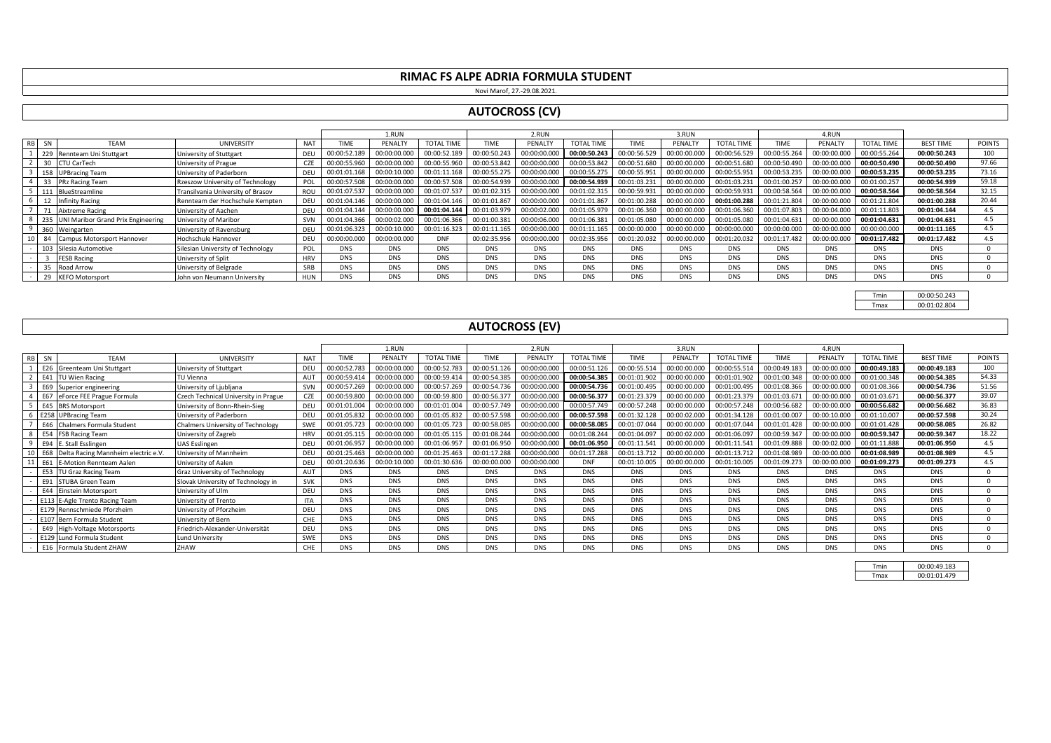# RIMAC FS ALPE ADRIA FORMULA STUDENT

Novi Marof, 27.-29.08.2021.

## AUTOCROSS (CV)

| RB | SN | TEAM | UNIVERSITY | NAT | 1.RUN | | | 2.RUN | | | 3.RUN | | | 4.RUN | | | | |
|---|---|---|---|---|---|---|---|---|---|---|---|---|---|---|---|---|---|---|
| | | | | | TIME | PENALTY | TOTAL TIME | TIME | PENALTY | TOTAL TIME | TIME | PENALTY | TOTAL TIME | TIME | PENALTY | TOTAL TIME | BEST TIME | POINTS |
| 1 | 229 | Rennteam Uni Stuttgart | University of Stuttgart | DEU | 00:00:52.189 | 00:00:00.000 | 00:00:52.189 | 00:00:50.243 | 00:00:00.000 | **00:00:50.243** | 00:00:56.529 | 00:00:00.000 | 00:00:56.529 | 00:00:55.264 | 00:00:00.000 | 00:00:55.264 | **00:00:50.243** | 100 |
| 2 | 30 | CTU CarTech | University of Prague | CZE | 00:00:55.960 | 00:00:00.000 | 00:00:55.960 | 00:00:53.842 | 00:00:00.000 | 00:00:53.842 | 00:00:51.680 | 00:00:00.000 | 00:00:51.680 | 00:00:50.490 | 00:00:00.000 | **00:00:50.490** | **00:00:50.490** | 97.66 |
| 3 | 158 | UPBracing Team | University of Paderborn | DEU | 00:01:01.168 | 00:00:10.000 | 00:01:11.168 | 00:00:55.275 | 00:00:00.000 | 00:00:55.275 | 00:00:55.951 | 00:00:00.000 | 00:00:55.951 | 00:00:53.235 | 00:00:00.000 | **00:00:53.235** | **00:00:53.235** | 73.16 |
| 4 | 33 | PRz Racing Team | Rzeszow University of Technology | POL | 00:00:57.508 | 00:00:00.000 | 00:00:57.508 | 00:00:54.939 | 00:00:00.000 | **00:00:54.939** | 00:01:03.231 | 00:00:00.000 | 00:01:03.231 | 00:01:00.257 | 00:00:00.000 | 00:01:00.257 | **00:00:54.939** | 59.18 |
| 5 | 111 | BlueStreamline | Transilvania University of Brasov | ROU | 00:01:07.537 | 00:00:00.000 | 00:01:07.537 | 00:01:02.315 | 00:00:00.000 | 00:01:02.315 | 00:00:59.931 | 00:00:00.000 | 00:00:59.931 | 00:00:58.564 | 00:00:00.000 | **00:00:58.564** | **00:00:58.564** | 32.15 |
| 6 | 12 | Infinity Racing | Rennteam der Hochschule Kempten | DEU | 00:01:04.146 | 00:00:00.000 | 00:01:04.146 | 00:01:01.867 | 00:00:00.000 | 00:01:01.867 | 00:01:00.288 | 00:00:00.000 | **00:01:00.288** | 00:01:21.804 | 00:00:00.000 | 00:01:21.804 | **00:01:00.288** | 20.44 |
| 7 | 71 | Aixtreme Racing | University of Aachen | DEU | 00:01:04.144 | 00:00:00.000 | **00:01:04.144** | 00:01:03.979 | 00:00:02.000 | 00:01:05.979 | 00:01:06.360 | 00:00:00.000 | 00:01:06.360 | 00:01:07.803 | 00:00:04.000 | 00:01:11.803 | **00:01:04.144** | 4.5 |
| 8 | 235 | UNI Maribor Grand Prix Engineering | University of Maribor | SVN | 00:01:04.366 | 00:00:02.000 | 00:01:06.366 | 00:01:00.381 | 00:00:06.000 | 00:01:06.381 | 00:01:05.080 | 00:00:00.000 | 00:01:05.080 | 00:01:04.631 | 00:00:00.000 | **00:01:04.631** | **00:01:04.631** | 4.5 |
| 9 | 360 | Weingarten | University of Ravensburg | DEU | 00:01:06.323 | 00:00:10.000 | 00:01:16.323 | 00:01:11.165 | 00:00:00.000 | 00:01:11.165 | 00:00:00.000 | 00:00:00.000 | 00:00:00.000 | 00:00:00.000 | 00:00:00.000 | 00:00:00.000 | **00:01:11.165** | 4.5 |
| 10 | 84 | Campus Motorsport Hannover | Hochschule Hannover | DEU | 00:00:00.000 | 00:00:00.000 | DNF | 00:02:35.956 | 00:00:00.000 | 00:02:35.956 | 00:01:20.032 | 00:00:00.000 | 00:01:20.032 | 00:01:17.482 | 00:00:00.000 | **00:01:17.482** | **00:01:17.482** | 4.5 |
| - | 103 | Silesia Automotive | Silesian University of Technology | POL | DNS | DNS | DNS | DNS | DNS | DNS | DNS | DNS | DNS | DNS | DNS | DNS | DNS | 0 |
| - | 3 | FESB Racing | University of Split | HRV | DNS | DNS | DNS | DNS | DNS | DNS | DNS | DNS | DNS | DNS | DNS | DNS | DNS | 0 |
| - | 35 | Road Arrow | University of Belgrade | SRB | DNS | DNS | DNS | DNS | DNS | DNS | DNS | DNS | DNS | DNS | DNS | DNS | DNS | 0 |
| - | 29 | KEFO Motorsport | John von Neumann University | HUN | DNS | DNS | DNS | DNS | DNS | DNS | DNS | DNS | DNS | DNS | DNS | DNS | DNS | 0 |

| | |
|---|---|
| Tmin | 00:00:50.243 |
| Tmax | 00:01:02.804 |

## AUTOCROSS (EV)

| RB | SN | TEAM | UNIVERSITY | NAT | 1.RUN | | | 2.RUN | | | 3.RUN | | | 4.RUN | | | | |
|---|---|---|---|---|---|---|---|---|---|---|---|---|---|---|---|---|---|---|
| | | | | | TIME | PENALTY | TOTAL TIME | TIME | PENALTY | TOTAL TIME | TIME | PENALTY | TOTAL TIME | TIME | PENALTY | TOTAL TIME | BEST TIME | POINTS |
| 1 | E26 | Greenteam Uni Stuttgart | University of Stuttgart | DEU | 00:00:52.783 | 00:00:00.000 | 00:00:52.783 | 00:00:51.126 | 00:00:00.000 | 00:00:51.126 | 00:00:55.514 | 00:00:00.000 | 00:00:55.514 | 00:00:49.183 | 00:00:00.000 | **00:00:49.183** | **00:00:49.183** | 100 |
| 2 | E41 | TU Wien Racing | TU Vienna | AUT | 00:00:59.414 | 00:00:00.000 | 00:00:59.414 | 00:00:54.385 | 00:00:00.000 | **00:00:54.385** | 00:01:01.902 | 00:00:00.000 | 00:01:01.902 | 00:01:00.348 | 00:00:00.000 | 00:01:00.348 | **00:00:54.385** | 54.33 |
| 3 | E69 | Superior engineering | University of Ljubljana | SVN | 00:00:57.269 | 00:00:00.000 | 00:00:57.269 | 00:00:54.736 | 00:00:00.000 | **00:00:54.736** | 00:01:00.495 | 00:00:00.000 | 00:01:00.495 | 00:01:08.366 | 00:00:00.000 | 00:01:08.366 | **00:00:54.736** | 51.56 |
| 4 | E67 | eForce FEE Prague Formula | Czech Technical University in Prague | CZE | 00:00:59.800 | 00:00:00.000 | 00:00:59.800 | 00:00:56.377 | 00:00:00.000 | **00:00:56.377** | 00:01:23.379 | 00:00:00.000 | 00:01:23.379 | 00:01:03.671 | 00:00:00.000 | 00:01:03.671 | **00:00:56.377** | 39.07 |
| 5 | E45 | BRS Motorsport | University of Bonn-Rhein-Sieg | DEU | 00:01:01.004 | 00:00:00.000 | 00:01:01.004 | 00:00:57.749 | 00:00:00.000 | 00:00:57.749 | 00:00:57.248 | 00:00:00.000 | 00:00:57.248 | 00:00:56.682 | 00:00:00.000 | **00:00:56.682** | **00:00:56.682** | 36.83 |
| 6 | E258 | UPBracing Team | University of Paderborn | DEU | 00:01:05.832 | 00:00:00.000 | 00:01:05.832 | 00:00:57.598 | 00:00:00.000 | **00:00:57.598** | 00:01:32.128 | 00:00:02.000 | 00:01:34.128 | 00:01:00.007 | 00:00:10.000 | 00:01:10.007 | **00:00:57.598** | 30.24 |
| 7 | E46 | Chalmers Formula Student | Chalmers University of Technology | SWE | 00:01:05.723 | 00:00:00.000 | 00:01:05.723 | 00:00:58.085 | 00:00:00.000 | **00:00:58.085** | 00:01:07.044 | 00:00:00.000 | 00:01:07.044 | 00:01:01.428 | 00:00:00.000 | 00:01:01.428 | **00:00:58.085** | 26.82 |
| 8 | E54 | FSB Racing Team | University of Zagreb | HRV | 00:01:05.115 | 00:00:00.000 | 00:01:05.115 | 00:01:08.244 | 00:00:00.000 | 00:01:08.244 | 00:01:04.097 | 00:00:02.000 | 00:01:06.097 | 00:00:59.347 | 00:00:00.000 | **00:00:59.347** | **00:00:59.347** | 18.22 |
| 9 | E94 | E. Stall Esslingen | UAS Esslingen | DEU | 00:01:06.957 | 00:00:00.000 | 00:01:06.957 | 00:01:06.950 | 00:00:00.000 | **00:01:06.950** | 00:01:11.541 | 00:00:00.000 | 00:01:11.541 | 00:01:09.888 | 00:00:02.000 | 00:01:11.888 | **00:01:06.950** | 4.5 |
| 10 | E68 | Delta Racing Mannheim electric e.V. | University of Mannheim | DEU | 00:01:25.463 | 00:00:00.000 | 00:01:25.463 | 00:01:17.288 | 00:00:00.000 | 00:01:17.288 | 00:01:13.712 | 00:00:00.000 | 00:01:13.712 | 00:01:08.989 | 00:00:00.000 | **00:01:08.989** | **00:01:08.989** | 4.5 |
| 11 | E61 | E-Motion Rennteam Aalen | University of Aalen | DEU | 00:01:20.636 | 00:00:10.000 | 00:01:30.636 | 00:00:00.000 | 00:00:00.000 | DNF | 00:01:10.005 | 00:00:00.000 | 00:01:10.005 | 00:01:09.273 | 00:00:00.000 | **00:01:09.273** | **00:01:09.273** | 4.5 |
| - | E53 | TU Graz Racing Team | Graz University of Technology | AUT | DNS | DNS | DNS | DNS | DNS | DNS | DNS | DNS | DNS | DNS | DNS | DNS | DNS | 0 |
| - | E91 | STUBA Green Team | Slovak University of Technology in | SVK | DNS | DNS | DNS | DNS | DNS | DNS | DNS | DNS | DNS | DNS | DNS | DNS | DNS | 0 |
| - | E44 | Einstein Motorsport | University of Ulm | DEU | DNS | DNS | DNS | DNS | DNS | DNS | DNS | DNS | DNS | DNS | DNS | DNS | DNS | 0 |
| - | E113 | E-Agle Trento Racing Team | University of Trento | ITA | DNS | DNS | DNS | DNS | DNS | DNS | DNS | DNS | DNS | DNS | DNS | DNS | DNS | 0 |
| - | E179 | Rennschmiede Pforzheim | University of Pforzheim | DEU | DNS | DNS | DNS | DNS | DNS | DNS | DNS | DNS | DNS | DNS | DNS | DNS | DNS | 0 |
| - | E107 | Bern Formula Student | University of Bern | CHE | DNS | DNS | DNS | DNS | DNS | DNS | DNS | DNS | DNS | DNS | DNS | DNS | DNS | 0 |
| - | E49 | High-Voltage Motorsports | Friedrich-Alexander-Universität | DEU | DNS | DNS | DNS | DNS | DNS | DNS | DNS | DNS | DNS | DNS | DNS | DNS | DNS | 0 |
| - | E129 | Lund Formula Student | Lund University | SWE | DNS | DNS | DNS | DNS | DNS | DNS | DNS | DNS | DNS | DNS | DNS | DNS | DNS | 0 |
| - | E16 | Formula Student ZHAW | ZHAW | CHE | DNS | DNS | DNS | DNS | DNS | DNS | DNS | DNS | DNS | DNS | DNS | DNS | DNS | 0 |

| | |
|---|---|
| Tmin | 00:00:49.183 |
| Tmax | 00:01:01.479 |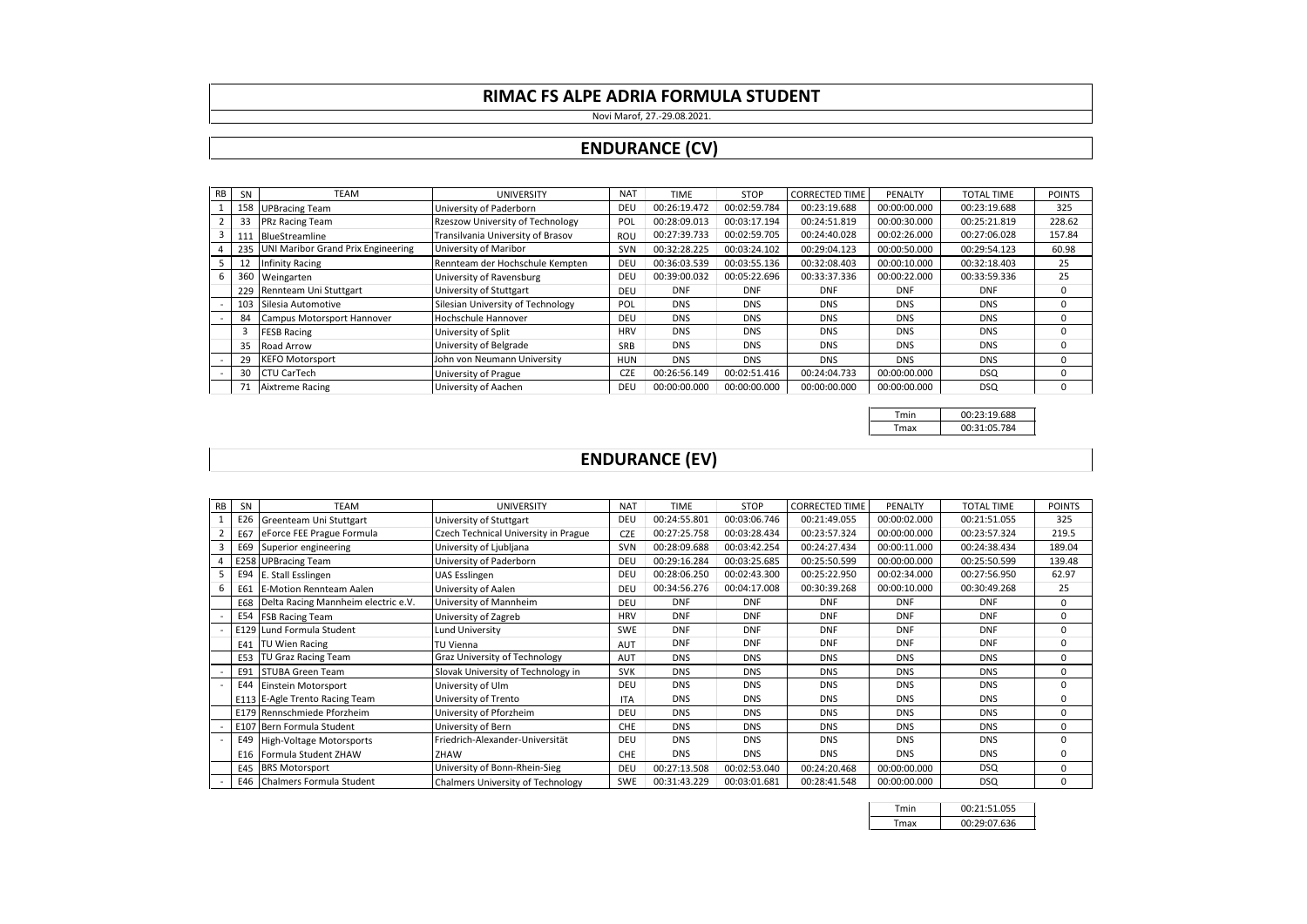# RIMAC FS ALPE ADRIA FORMULA STUDENT

Novi Marof, 27.-29.08.2021.

## ENDURANCE (CV)

| RB | SN | TEAM | UNIVERSITY | NAT | TIME | STOP | CORRECTED TIME | PENALTY | TOTAL TIME | POINTS |
|---|---|---|---|---|---|---|---|---|---|---|
| 1 | 158 | UPBracing Team | University of Paderborn | DEU | 00:26:19.472 | 00:02:59.784 | 00:23:19.688 | 00:00:00.000 | 00:23:19.688 | 325 |
| 2 | 33 | PRz Racing Team | Rzeszow University of Technology | POL | 00:28:09.013 | 00:03:17.194 | 00:24:51.819 | 00:00:30.000 | 00:25:21.819 | 228.62 |
| 3 | 111 | BlueStreamline | Transilvania University of Brasov | ROU | 00:27:39.733 | 00:02:59.705 | 00:24:40.028 | 00:02:26.000 | 00:27:06.028 | 157.84 |
| 4 | 235 | UNI Maribor Grand Prix Engineering | University of Maribor | SVN | 00:32:28.225 | 00:03:24.102 | 00:29:04.123 | 00:00:50.000 | 00:29:54.123 | 60.98 |
| 5 | 12 | Infinity Racing | Rennteam der Hochschule Kempten | DEU | 00:36:03.539 | 00:03:55.136 | 00:32:08.403 | 00:00:10.000 | 00:32:18.403 | 25 |
| 6 | 360 | Weingarten | University of Ravensburg | DEU | 00:39:00.032 | 00:05:22.696 | 00:33:37.336 | 00:00:22.000 | 00:33:59.336 | 25 |
|  | 229 | Rennteam Uni Stuttgart | University of Stuttgart | DEU | DNF | DNF | DNF | DNF | DNF | 0 |
| - | 103 | Silesia Automotive | Silesian University of Technology | POL | DNS | DNS | DNS | DNS | DNS | 0 |
| - | 84 | Campus Motorsport Hannover | Hochschule Hannover | DEU | DNS | DNS | DNS | DNS | DNS | 0 |
|  | 3 | FESB Racing | University of Split | HRV | DNS | DNS | DNS | DNS | DNS | 0 |
|  | 35 | Road Arrow | University of Belgrade | SRB | DNS | DNS | DNS | DNS | DNS | 0 |
| - | 29 | KEFO Motorsport | John von Neumann University | HUN | DNS | DNS | DNS | DNS | DNS | 0 |
| - | 30 | CTU CarTech | University of Prague | CZE | 00:26:56.149 | 00:02:51.416 | 00:24:04.733 | 00:00:00.000 | DSQ | 0 |
|  | 71 | Aixtreme Racing | University of Aachen | DEU | 00:00:00.000 | 00:00:00.000 | 00:00:00.000 | 00:00:00.000 | DSQ | 0 |

| Tmin | 00:23:19.688 |
|---|---|
| Tmax | 00:31:05.784 |

## ENDURANCE (EV)

| RB | SN | TEAM | UNIVERSITY | NAT | TIME | STOP | CORRECTED TIME | PENALTY | TOTAL TIME | POINTS |
|---|---|---|---|---|---|---|---|---|---|---|
| 1 | E26 | Greenteam Uni Stuttgart | University of Stuttgart | DEU | 00:24:55.801 | 00:03:06.746 | 00:21:49.055 | 00:00:02.000 | 00:21:51.055 | 325 |
| 2 | E67 | eForce FEE Prague Formula | Czech Technical University in Prague | CZE | 00:27:25.758 | 00:03:28.434 | 00:23:57.324 | 00:00:00.000 | 00:23:57.324 | 219.5 |
| 3 | E69 | Superior engineering | University of Ljubljana | SVN | 00:28:09.688 | 00:03:42.254 | 00:24:27.434 | 00:00:11.000 | 00:24:38.434 | 189.04 |
| 4 | E258 | UPBracing Team | University of Paderborn | DEU | 00:29:16.284 | 00:03:25.685 | 00:25:50.599 | 00:00:00.000 | 00:25:50.599 | 139.48 |
| 5 | E94 | E. Stall Esslingen | UAS Esslingen | DEU | 00:28:06.250 | 00:02:43.300 | 00:25:22.950 | 00:02:34.000 | 00:27:56.950 | 62.97 |
| 6 | E61 | E-Motion Rennteam Aalen | University of Aalen | DEU | 00:34:56.276 | 00:04:17.008 | 00:30:39.268 | 00:00:10.000 | 00:30:49.268 | 25 |
|  | E68 | Delta Racing Mannheim electric e.V. | University of Mannheim | DEU | DNF | DNF | DNF | DNF | DNF | 0 |
| - | E54 | FSB Racing Team | University of Zagreb | HRV | DNF | DNF | DNF | DNF | DNF | 0 |
| - | E129 | Lund Formula Student | Lund University | SWE | DNF | DNF | DNF | DNF | DNF | 0 |
|  | E41 | TU Wien Racing | TU Vienna | AUT | DNF | DNF | DNF | DNF | DNF | 0 |
|  | E53 | TU Graz Racing Team | Graz University of Technology | AUT | DNS | DNS | DNS | DNS | DNS | 0 |
| - | E91 | STUBA Green Team | Slovak University of Technology in | SVK | DNS | DNS | DNS | DNS | DNS | 0 |
| - | E44 | Einstein Motorsport | University of Ulm | DEU | DNS | DNS | DNS | DNS | DNS | 0 |
|  | E113 | E-Agle Trento Racing Team | University of Trento | ITA | DNS | DNS | DNS | DNS | DNS | 0 |
|  | E179 | Rennschmiede Pforzheim | University of Pforzheim | DEU | DNS | DNS | DNS | DNS | DNS | 0 |
| - | E107 | Bern Formula Student | University of Bern | CHE | DNS | DNS | DNS | DNS | DNS | 0 |
| - | E49 | High-Voltage Motorsports | Friedrich-Alexander-Universität | DEU | DNS | DNS | DNS | DNS | DNS | 0 |
|  | E16 | Formula Student ZHAW | ZHAW | CHE | DNS | DNS | DNS | DNS | DNS | 0 |
|  | E45 | BRS Motorsport | University of Bonn-Rhein-Sieg | DEU | 00:27:13.508 | 00:02:53.040 | 00:24:20.468 | 00:00:00.000 | DSQ | 0 |
| - | E46 | Chalmers Formula Student | Chalmers University of Technology | SWE | 00:31:43.229 | 00:03:01.681 | 00:28:41.548 | 00:00:00.000 | DSQ | 0 |

| Tmin | 00:21:51.055 |
|---|---|
| Tmax | 00:29:07.636 |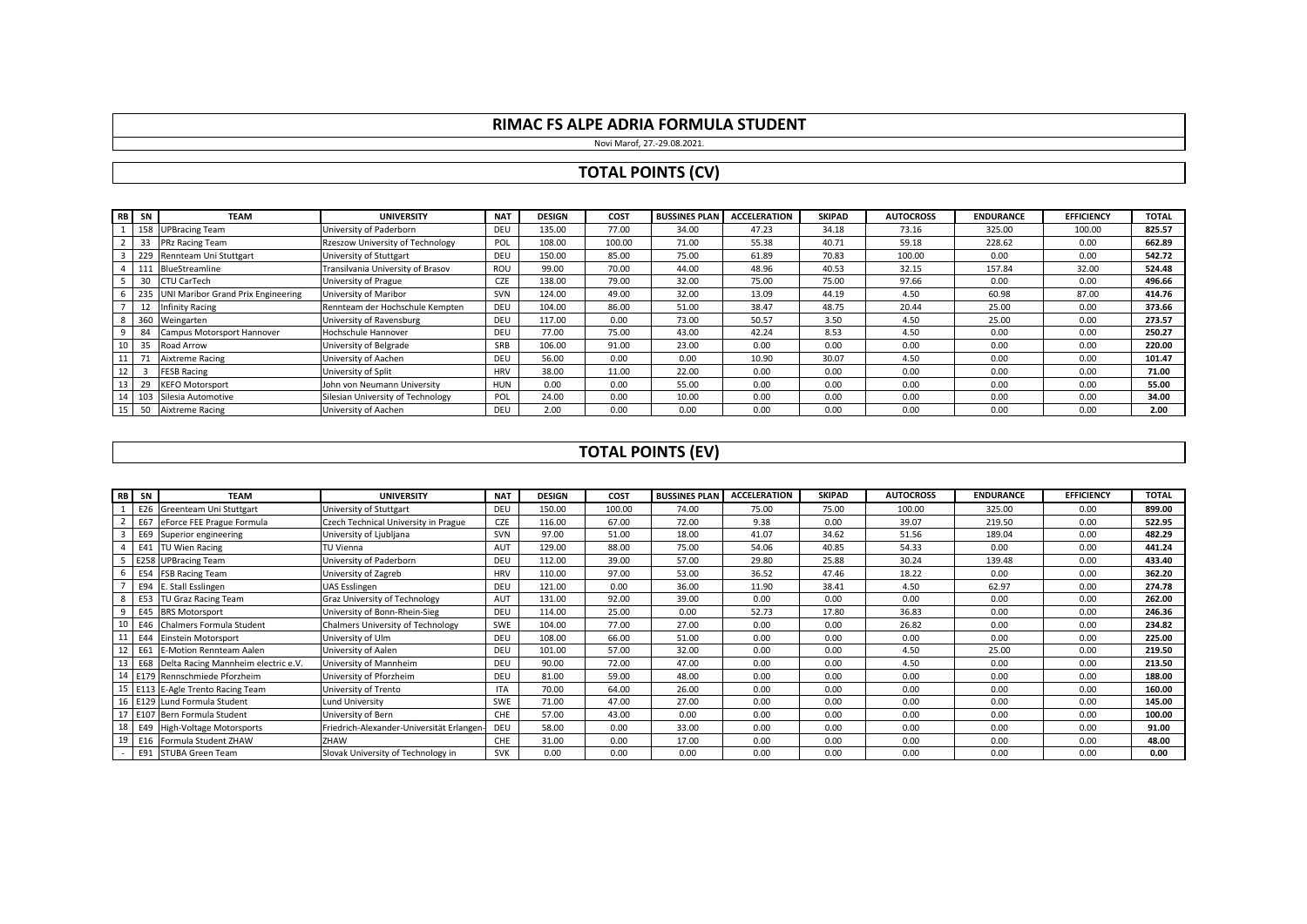# RIMAC FS ALPE ADRIA FORMULA STUDENT

Novi Marof, 27.-29.08.2021.

## TOTAL POINTS (CV)

| RB | SN | TEAM | UNIVERSITY | NAT | DESIGN | COST | BUSSINES PLAN | ACCELERATION | SKIPAD | AUTOCROSS | ENDURANCE | EFFICIENCY | TOTAL |
|---|---|---|---|---|---|---|---|---|---|---|---|---|---|
| 1 | 158 | UPBracing Team | University of Paderborn | DEU | 135.00 | 77.00 | 34.00 | 47.23 | 34.18 | 73.16 | 325.00 | 100.00 | **825.57** |
| 2 | 33 | PRz Racing Team | Rzeszow University of Technology | POL | 108.00 | 100.00 | 71.00 | 55.38 | 40.71 | 59.18 | 228.62 | 0.00 | **662.89** |
| 3 | 229 | Rennteam Uni Stuttgart | University of Stuttgart | DEU | 150.00 | 85.00 | 75.00 | 61.89 | 70.83 | 100.00 | 0.00 | 0.00 | **542.72** |
| 4 | 111 | BlueStreamline | Transilvania University of Brasov | ROU | 99.00 | 70.00 | 44.00 | 48.96 | 40.53 | 32.15 | 157.84 | 32.00 | **524.48** |
| 5 | 30 | CTU CarTech | University of Prague | CZE | 138.00 | 79.00 | 32.00 | 75.00 | 75.00 | 97.66 | 0.00 | 0.00 | **496.66** |
| 6 | 235 | UNI Maribor Grand Prix Engineering | University of Maribor | SVN | 124.00 | 49.00 | 32.00 | 13.09 | 44.19 | 4.50 | 60.98 | 87.00 | **414.76** |
| 7 | 12 | Infinity Racing | Rennteam der Hochschule Kempten | DEU | 104.00 | 86.00 | 51.00 | 38.47 | 48.75 | 20.44 | 25.00 | 0.00 | **373.66** |
| 8 | 360 | Weingarten | University of Ravensburg | DEU | 117.00 | 0.00 | 73.00 | 50.57 | 3.50 | 4.50 | 25.00 | 0.00 | **273.57** |
| 9 | 84 | Campus Motorsport Hannover | Hochschule Hannover | DEU | 77.00 | 75.00 | 43.00 | 42.24 | 8.53 | 4.50 | 0.00 | 0.00 | **250.27** |
| 10 | 35 | Road Arrow | University of Belgrade | SRB | 106.00 | 91.00 | 23.00 | 0.00 | 0.00 | 0.00 | 0.00 | 0.00 | **220.00** |
| 11 | 71 | Aixtreme Racing | University of Aachen | DEU | 56.00 | 0.00 | 0.00 | 10.90 | 30.07 | 4.50 | 0.00 | 0.00 | **101.47** |
| 12 | 3 | FESB Racing | University of Split | HRV | 38.00 | 11.00 | 22.00 | 0.00 | 0.00 | 0.00 | 0.00 | 0.00 | **71.00** |
| 13 | 29 | KEFO Motorsport | John von Neumann University | HUN | 0.00 | 0.00 | 55.00 | 0.00 | 0.00 | 0.00 | 0.00 | 0.00 | **55.00** |
| 14 | 103 | Silesia Automotive | Silesian University of Technology | POL | 24.00 | 0.00 | 10.00 | 0.00 | 0.00 | 0.00 | 0.00 | 0.00 | **34.00** |
| 15 | 50 | Aixtreme Racing | University of Aachen | DEU | 2.00 | 0.00 | 0.00 | 0.00 | 0.00 | 0.00 | 0.00 | 0.00 | **2.00** |

## TOTAL POINTS (EV)

| RB | SN | TEAM | UNIVERSITY | NAT | DESIGN | COST | BUSSINES PLAN | ACCELERATION | SKIPAD | AUTOCROSS | ENDURANCE | EFFICIENCY | TOTAL |
|---|---|---|---|---|---|---|---|---|---|---|---|---|---|
| 1 | E26 | Greenteam Uni Stuttgart | University of Stuttgart | DEU | 150.00 | 100.00 | 74.00 | 75.00 | 75.00 | 100.00 | 325.00 | 0.00 | **899.00** |
| 2 | E67 | eForce FEE Prague Formula | Czech Technical University in Prague | CZE | 116.00 | 67.00 | 72.00 | 9.38 | 0.00 | 39.07 | 219.50 | 0.00 | **522.95** |
| 3 | E69 | Superior engineering | University of Ljubljana | SVN | 97.00 | 51.00 | 18.00 | 41.07 | 34.62 | 51.56 | 189.04 | 0.00 | **482.29** |
| 4 | E41 | TU Wien Racing | TU Vienna | AUT | 129.00 | 88.00 | 75.00 | 54.06 | 40.85 | 54.33 | 0.00 | 0.00 | **441.24** |
| 5 | E258 | UPBracing Team | University of Paderborn | DEU | 112.00 | 39.00 | 57.00 | 29.80 | 25.88 | 30.24 | 139.48 | 0.00 | **433.40** |
| 6 | E54 | FSB Racing Team | University of Zagreb | HRV | 110.00 | 97.00 | 53.00 | 36.52 | 47.46 | 18.22 | 0.00 | 0.00 | **362.20** |
| 7 | E94 | E. Stall Esslingen | UAS Esslingen | DEU | 121.00 | 0.00 | 36.00 | 11.90 | 38.41 | 4.50 | 62.97 | 0.00 | **274.78** |
| 8 | E53 | TU Graz Racing Team | Graz University of Technology | AUT | 131.00 | 92.00 | 39.00 | 0.00 | 0.00 | 0.00 | 0.00 | 0.00 | **262.00** |
| 9 | E45 | BRS Motorsport | University of Bonn-Rhein-Sieg | DEU | 114.00 | 25.00 | 0.00 | 52.73 | 17.80 | 36.83 | 0.00 | 0.00 | **246.36** |
| 10 | E46 | Chalmers Formula Student | Chalmers University of Technology | SWE | 104.00 | 77.00 | 27.00 | 0.00 | 0.00 | 26.82 | 0.00 | 0.00 | **234.82** |
| 11 | E44 | Einstein Motorsport | University of Ulm | DEU | 108.00 | 66.00 | 51.00 | 0.00 | 0.00 | 0.00 | 0.00 | 0.00 | **225.00** |
| 12 | E61 | E-Motion Rennteam Aalen | University of Aalen | DEU | 101.00 | 57.00 | 32.00 | 0.00 | 0.00 | 4.50 | 25.00 | 0.00 | **219.50** |
| 13 | E68 | Delta Racing Mannheim electric e.V. | University of Mannheim | DEU | 90.00 | 72.00 | 47.00 | 0.00 | 0.00 | 4.50 | 0.00 | 0.00 | **213.50** |
| 14 | E179 | Rennschmiede Pforzheim | University of Pforzheim | DEU | 81.00 | 59.00 | 48.00 | 0.00 | 0.00 | 0.00 | 0.00 | 0.00 | **188.00** |
| 15 | E113 | E-Agle Trento Racing Team | University of Trento | ITA | 70.00 | 64.00 | 26.00 | 0.00 | 0.00 | 0.00 | 0.00 | 0.00 | **160.00** |
| 16 | E129 | Lund Formula Student | Lund University | SWE | 71.00 | 47.00 | 27.00 | 0.00 | 0.00 | 0.00 | 0.00 | 0.00 | **145.00** |
| 17 | E107 | Bern Formula Student | University of Bern | CHE | 57.00 | 43.00 | 0.00 | 0.00 | 0.00 | 0.00 | 0.00 | 0.00 | **100.00** |
| 18 | E49 | High-Voltage Motorsports | Friedrich-Alexander-Universität Erlangen- | DEU | 58.00 | 0.00 | 33.00 | 0.00 | 0.00 | 0.00 | 0.00 | 0.00 | **91.00** |
| 19 | E16 | Formula Student ZHAW | ZHAW | CHE | 31.00 | 0.00 | 17.00 | 0.00 | 0.00 | 0.00 | 0.00 | 0.00 | **48.00** |
| - | E91 | STUBA Green Team | Slovak University of Technology in | SVK | 0.00 | 0.00 | 0.00 | 0.00 | 0.00 | 0.00 | 0.00 | 0.00 | **0.00** |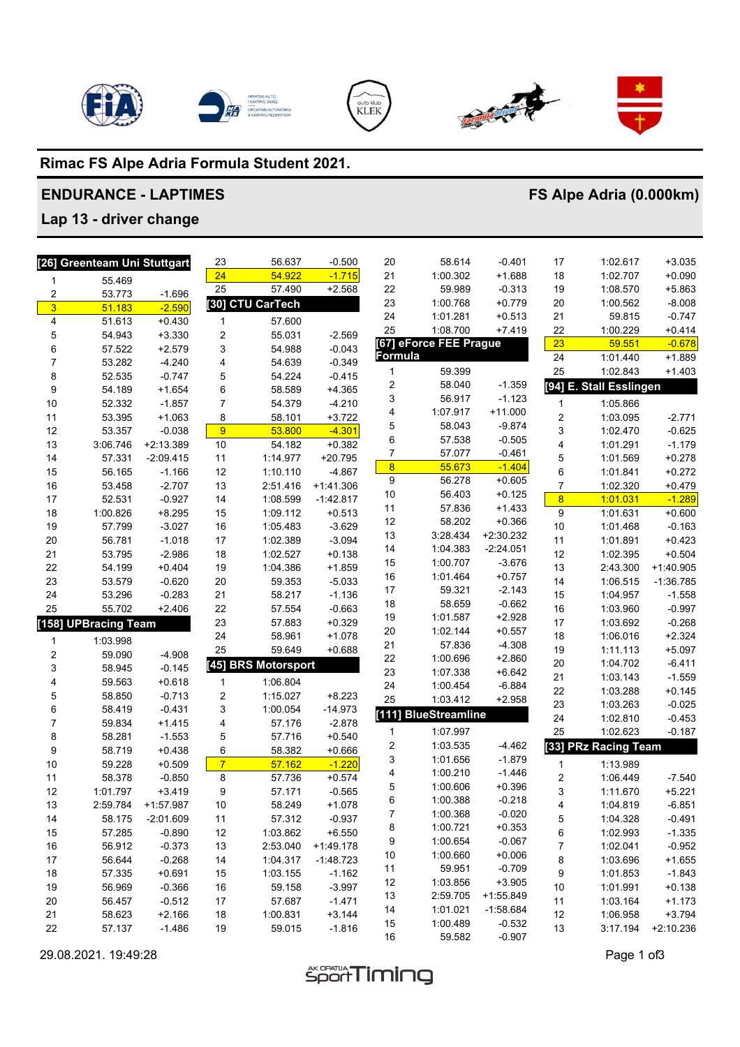# Rimac FS Alpe Adria Formula Student 2021.

## ENDURANCE - LAPTIMES

## FS Alpe Adria (0.000km)

### Lap 13 - driver change

**[26] Greenteam Uni Stuttgart**

| Lap | Time | Diff |
|---|---|---|
| 1 | 55.469 | |
| 2 | 53.773 | -1.696 |
| 3 | 51.183 | -2.590 |
| 4 | 51.613 | +0.430 |
| 5 | 54.943 | +3.330 |
| 6 | 57.522 | +2.579 |
| 7 | 53.282 | -4.240 |
| 8 | 52.535 | -0.747 |
| 9 | 54.189 | +1.654 |
| 10 | 52.332 | -1.857 |
| 11 | 53.395 | +1.063 |
| 12 | 53.357 | -0.038 |
| 13 | 3:06.746 | +2:13.389 |
| 14 | 57.331 | -2:09.415 |
| 15 | 56.165 | -1.166 |
| 16 | 53.458 | -2.707 |
| 17 | 52.531 | -0.927 |
| 18 | 1:00.826 | +8.295 |
| 19 | 57.799 | -3.027 |
| 20 | 56.781 | -1.018 |
| 21 | 53.795 | -2.986 |
| 22 | 54.199 | +0.404 |
| 23 | 53.579 | -0.620 |
| 24 | 53.296 | -0.283 |
| 25 | 55.702 | +2.406 |

**[158] UPBracing Team**

| Lap | Time | Diff |
|---|---|---|
| 1 | 1:03.998 | |
| 2 | 59.090 | -4.908 |
| 3 | 58.945 | -0.145 |
| 4 | 59.563 | +0.618 |
| 5 | 58.850 | -0.713 |
| 6 | 58.419 | -0.431 |
| 7 | 59.834 | +1.415 |
| 8 | 58.281 | -1.553 |
| 9 | 58.719 | +0.438 |
| 10 | 59.228 | +0.509 |
| 11 | 58.378 | -0.850 |
| 12 | 1:01.797 | +3.419 |
| 13 | 2:59.784 | +1:57.987 |
| 14 | 58.175 | -2:01.609 |
| 15 | 57.285 | -0.890 |
| 16 | 56.912 | -0.373 |
| 17 | 56.644 | -0.268 |
| 18 | 57.335 | +0.691 |
| 19 | 56.969 | -0.366 |
| 20 | 56.457 | -0.512 |
| 21 | 58.623 | +2.166 |
| 22 | 57.137 | -1.486 |
| 23 | 56.637 | -0.500 |
| 24 | 54.922 | -1.715 |
| 25 | 57.490 | +2.568 |

**[30] CTU CarTech**

| Lap | Time | Diff |
|---|---|---|
| 1 | 57.600 | |
| 2 | 55.031 | -2.569 |
| 3 | 54.988 | -0.043 |
| 4 | 54.639 | -0.349 |
| 5 | 54.224 | -0.415 |
| 6 | 58.589 | +4.365 |
| 7 | 54.379 | -4.210 |
| 8 | 58.101 | +3.722 |
| 9 | 53.800 | -4.301 |
| 10 | 54.182 | +0.382 |
| 11 | 1:14.977 | +20.795 |
| 12 | 1:10.110 | -4.867 |
| 13 | 2:51.416 | +1:41.306 |
| 14 | 1:08.599 | -1:42.817 |
| 15 | 1:09.112 | +0.513 |
| 16 | 1:05.483 | -3.629 |
| 17 | 1:02.389 | -3.094 |
| 18 | 1:02.527 | +0.138 |
| 19 | 1:04.386 | +1.859 |
| 20 | 59.353 | -5.033 |
| 21 | 58.217 | -1.136 |
| 22 | 57.554 | -0.663 |
| 23 | 57.883 | +0.329 |
| 24 | 58.961 | +1.078 |
| 25 | 59.649 | +0.688 |

**[45] BRS Motorsport**

| Lap | Time | Diff |
|---|---|---|
| 1 | 1:06.804 | |
| 2 | 1:15.027 | +8.223 |
| 3 | 1:00.054 | -14.973 |
| 4 | 57.176 | -2.878 |
| 5 | 57.716 | +0.540 |
| 6 | 58.382 | +0.666 |
| 7 | 57.162 | -1.220 |
| 8 | 57.736 | +0.574 |
| 9 | 57.171 | -0.565 |
| 10 | 58.249 | +1.078 |
| 11 | 57.312 | -0.937 |
| 12 | 1:03.862 | +6.550 |
| 13 | 2:53.040 | +1:49.178 |
| 14 | 1:04.317 | -1:48.723 |
| 15 | 1:03.155 | -1.162 |
| 16 | 59.158 | -3.997 |
| 17 | 57.687 | -1.471 |
| 18 | 1:00.831 | +3.144 |
| 19 | 59.015 | -1.816 |
| 20 | 58.614 | -0.401 |
| 21 | 1:00.302 | +1.688 |
| 22 | 59.989 | -0.313 |
| 23 | 1:00.768 | +0.779 |
| 24 | 1:01.281 | +0.513 |
| 25 | 1:08.700 | +7.419 |

**[67] eForce FEE Prague Formula**

| Lap | Time | Diff |
|---|---|---|
| 1 | 59.399 | |
| 2 | 58.040 | -1.359 |
| 3 | 56.917 | -1.123 |
| 4 | 1:07.917 | +11.000 |
| 5 | 58.043 | -9.874 |
| 6 | 57.538 | -0.505 |
| 7 | 57.077 | -0.461 |
| 8 | 55.673 | -1.404 |
| 9 | 56.278 | +0.605 |
| 10 | 56.403 | +0.125 |
| 11 | 57.836 | +1.433 |
| 12 | 58.202 | +0.366 |
| 13 | 3:28.434 | +2:30.232 |
| 14 | 1:04.383 | -2:24.051 |
| 15 | 1:00.707 | -3.676 |
| 16 | 1:01.464 | +0.757 |
| 17 | 59.321 | -2.143 |
| 18 | 58.659 | -0.662 |
| 19 | 1:01.587 | +2.928 |
| 20 | 1:02.144 | +0.557 |
| 21 | 57.836 | -4.308 |
| 22 | 1:00.696 | +2.860 |
| 23 | 1:07.338 | +6.642 |
| 24 | 1:00.454 | -6.884 |
| 25 | 1:03.412 | +2.958 |

**[111] BlueStreamline**

| Lap | Time | Diff |
|---|---|---|
| 1 | 1:07.997 | |
| 2 | 1:03.535 | -4.462 |
| 3 | 1:01.656 | -1.879 |
| 4 | 1:00.210 | -1.446 |
| 5 | 1:00.606 | +0.396 |
| 6 | 1:00.388 | -0.218 |
| 7 | 1:00.368 | -0.020 |
| 8 | 1:00.721 | +0.353 |
| 9 | 1:00.654 | -0.067 |
| 10 | 1:00.660 | +0.006 |
| 11 | 59.951 | -0.709 |
| 12 | 1:03.856 | +3.905 |
| 13 | 2:59.705 | +1:55.849 |
| 14 | 1:01.021 | -1:58.684 |
| 15 | 1:00.489 | -0.532 |
| 16 | 59.582 | -0.907 |
| 17 | 1:02.617 | +3.035 |
| 18 | 1:02.707 | +0.090 |
| 19 | 1:08.570 | +5.863 |
| 20 | 1:00.562 | -8.008 |
| 21 | 59.815 | -0.747 |
| 22 | 1:00.229 | +0.414 |
| 23 | 59.551 | -0.678 |
| 24 | 1:01.440 | +1.889 |
| 25 | 1:02.843 | +1.403 |

**[94] E. Stall Esslingen**

| Lap | Time | Diff |
|---|---|---|
| 1 | 1:05.866 | |
| 2 | 1:03.095 | -2.771 |
| 3 | 1:02.470 | -0.625 |
| 4 | 1:01.291 | -1.179 |
| 5 | 1:01.569 | +0.278 |
| 6 | 1:01.841 | +0.272 |
| 7 | 1:02.320 | +0.479 |
| 8 | 1:01.031 | -1.289 |
| 9 | 1:01.631 | +0.600 |
| 10 | 1:01.468 | -0.163 |
| 11 | 1:01.891 | +0.423 |
| 12 | 1:02.395 | +0.504 |
| 13 | 2:43.300 | +1:40.905 |
| 14 | 1:06.515 | -1:36.785 |
| 15 | 1:04.957 | -1.558 |
| 16 | 1:03.960 | -0.997 |
| 17 | 1:03.692 | -0.268 |
| 18 | 1:06.016 | +2.324 |
| 19 | 1:11.113 | +5.097 |
| 20 | 1:04.702 | -6.411 |
| 21 | 1:03.143 | -1.559 |
| 22 | 1:03.288 | +0.145 |
| 23 | 1:03.263 | -0.025 |
| 24 | 1:02.810 | -0.453 |
| 25 | 1:02.623 | -0.187 |

**[33] PRz Racing Team**

| Lap | Time | Diff |
|---|---|---|
| 1 | 1:13.989 | |
| 2 | 1:06.449 | -7.540 |
| 3 | 1:11.670 | +5.221 |
| 4 | 1:04.819 | -6.851 |
| 5 | 1:04.328 | -0.491 |
| 6 | 1:02.993 | -1.335 |
| 7 | 1:02.041 | -0.952 |
| 8 | 1:03.696 | +1.655 |
| 9 | 1:01.853 | -1.843 |
| 10 | 1:01.991 | +0.138 |
| 11 | 1:03.164 | +1.173 |
| 12 | 1:06.958 | +3.794 |
| 13 | 3:17.194 | +2:10.236 |

29.08.2021. 19:49:28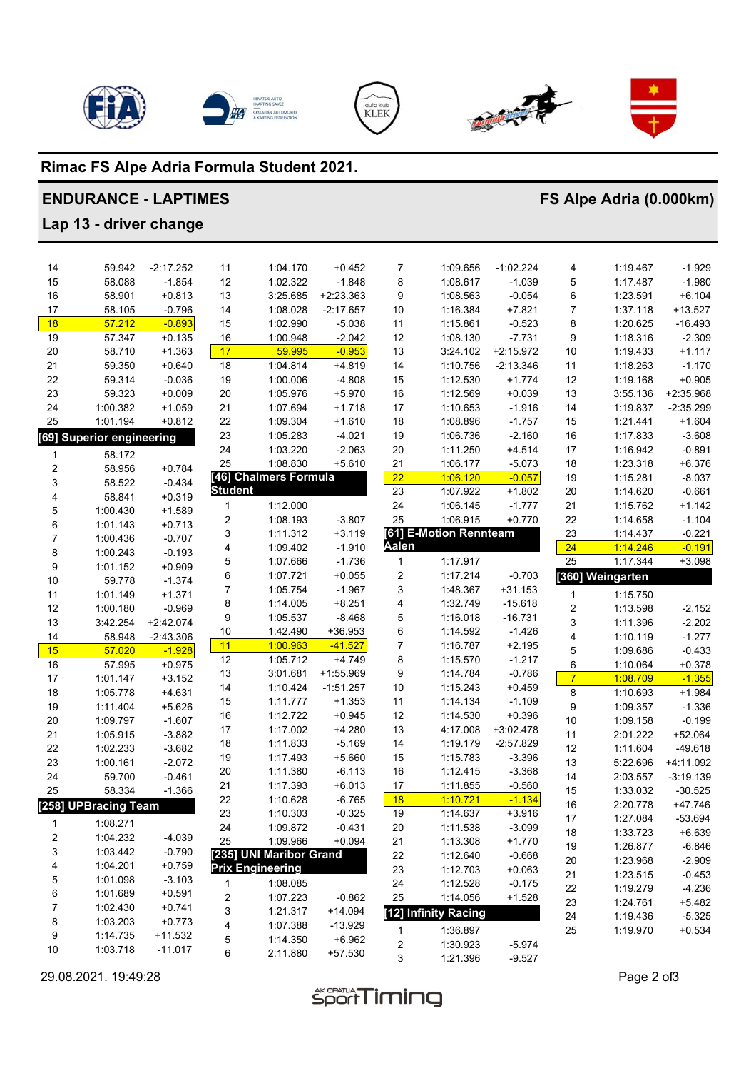## Rimac FS Alpe Adria Formula Student 2021.

## ENDURANCE - LAPTIMES

## FS Alpe Adria (0.000km)

### Lap 13 - driver change

| Lap | Time | Diff |
|---|---|---|
| 14 | 59.942 | -2:17.252 |
| 15 | 58.088 | -1.854 |
| 16 | 58.901 | +0.813 |
| 17 | 58.105 | -0.796 |
| 18 | 57.212 | -0.893 |
| 19 | 57.347 | +0.135 |
| 20 | 58.710 | +1.363 |
| 21 | 59.350 | +0.640 |
| 22 | 59.314 | -0.036 |
| 23 | 59.323 | +0.009 |
| 24 | 1:00.382 | +1.059 |
| 25 | 1:01.194 | +0.812 |

**[69] Superior engineering**

| Lap | Time | Diff |
|---|---|---|
| 1 | 58.172 | |
| 2 | 58.956 | +0.784 |
| 3 | 58.522 | -0.434 |
| 4 | 58.841 | +0.319 |
| 5 | 1:00.430 | +1.589 |
| 6 | 1:01.143 | +0.713 |
| 7 | 1:00.436 | -0.707 |
| 8 | 1:00.243 | -0.193 |
| 9 | 1:01.152 | +0.909 |
| 10 | 59.778 | -1.374 |
| 11 | 1:01.149 | +1.371 |
| 12 | 1:00.180 | -0.969 |
| 13 | 3:42.254 | +2:42.074 |
| 14 | 58.948 | -2:43.306 |
| 15 | 57.020 | -1.928 |
| 16 | 57.995 | +0.975 |
| 17 | 1:01.147 | +3.152 |
| 18 | 1:05.778 | +4.631 |
| 19 | 1:11.404 | +5.626 |
| 20 | 1:09.797 | -1.607 |
| 21 | 1:05.915 | -3.882 |
| 22 | 1:02.233 | -3.682 |
| 23 | 1:00.161 | -2.072 |
| 24 | 59.700 | -0.461 |
| 25 | 58.334 | -1.366 |

**[258] UPBracing Team**

| Lap | Time | Diff |
|---|---|---|
| 1 | 1:08.271 | |
| 2 | 1:04.232 | -4.039 |
| 3 | 1:03.442 | -0.790 |
| 4 | 1:04.201 | +0.759 |
| 5 | 1:01.098 | -3.103 |
| 6 | 1:01.689 | +0.591 |
| 7 | 1:02.430 | +0.741 |
| 8 | 1:03.203 | +0.773 |
| 9 | 1:14.735 | +11.532 |
| 10 | 1:03.718 | -11.017 |
| 11 | 1:04.170 | +0.452 |
| 12 | 1:02.322 | -1.848 |
| 13 | 3:25.685 | +2:23.363 |
| 14 | 1:08.028 | -2:17.657 |
| 15 | 1:02.990 | -5.038 |
| 16 | 1:00.948 | -2.042 |
| 17 | 59.995 | -0.953 |
| 18 | 1:04.814 | +4.819 |
| 19 | 1:00.006 | -4.808 |
| 20 | 1:05.976 | +5.970 |
| 21 | 1:07.694 | +1.718 |
| 22 | 1:09.304 | +1.610 |
| 23 | 1:05.283 | -4.021 |
| 24 | 1:03.220 | -2.063 |
| 25 | 1:08.830 | +5.610 |

**[46] Chalmers Formula Student**

| Lap | Time | Diff |
|---|---|---|
| 1 | 1:12.000 | |
| 2 | 1:08.193 | -3.807 |
| 3 | 1:11.312 | +3.119 |
| 4 | 1:09.402 | -1.910 |
| 5 | 1:07.666 | -1.736 |
| 6 | 1:07.721 | +0.055 |
| 7 | 1:05.754 | -1.967 |
| 8 | 1:14.005 | +8.251 |
| 9 | 1:05.537 | -8.468 |
| 10 | 1:42.490 | +36.953 |
| 11 | 1:00.963 | -41.527 |
| 12 | 1:05.712 | +4.749 |
| 13 | 3:01.681 | +1:55.969 |
| 14 | 1:10.424 | -1:51.257 |
| 15 | 1:11.777 | +1.353 |
| 16 | 1:12.722 | +0.945 |
| 17 | 1:17.002 | +4.280 |
| 18 | 1:11.833 | -5.169 |
| 19 | 1:17.493 | +5.660 |
| 20 | 1:11.380 | -6.113 |
| 21 | 1:17.393 | +6.013 |
| 22 | 1:10.628 | -6.765 |
| 23 | 1:10.303 | -0.325 |
| 24 | 1:09.872 | -0.431 |
| 25 | 1:09.966 | +0.094 |

**[235] UNI Maribor Grand Prix Engineering**

| Lap | Time | Diff |
|---|---|---|
| 1 | 1:08.085 | |
| 2 | 1:07.223 | -0.862 |
| 3 | 1:21.317 | +14.094 |
| 4 | 1:07.388 | -13.929 |
| 5 | 1:14.350 | +6.962 |
| 6 | 2:11.880 | +57.530 |
| 7 | 1:09.656 | -1:02.224 |
| 8 | 1:08.617 | -1.039 |
| 9 | 1:08.563 | -0.054 |
| 10 | 1:16.384 | +7.821 |
| 11 | 1:15.861 | -0.523 |
| 12 | 1:08.130 | -7.731 |
| 13 | 3:24.102 | +2:15.972 |
| 14 | 1:10.756 | -2:13.346 |
| 15 | 1:12.530 | +1.774 |
| 16 | 1:12.569 | +0.039 |
| 17 | 1:10.653 | -1.916 |
| 18 | 1:08.896 | -1.757 |
| 19 | 1:06.736 | -2.160 |
| 20 | 1:11.250 | +4.514 |
| 21 | 1:06.177 | -5.073 |
| 22 | 1:06.120 | -0.057 |
| 23 | 1:07.922 | +1.802 |
| 24 | 1:06.145 | -1.777 |
| 25 | 1:06.915 | +0.770 |

**[61] E-Motion Rennteam Aalen**

| Lap | Time | Diff |
|---|---|---|
| 1 | 1:17.917 | |
| 2 | 1:17.214 | -0.703 |
| 3 | 1:48.367 | +31.153 |
| 4 | 1:32.749 | -15.618 |
| 5 | 1:16.018 | -16.731 |
| 6 | 1:14.592 | -1.426 |
| 7 | 1:16.787 | +2.195 |
| 8 | 1:15.570 | -1.217 |
| 9 | 1:14.784 | -0.786 |
| 10 | 1:15.243 | +0.459 |
| 11 | 1:14.134 | -1.109 |
| 12 | 1:14.530 | +0.396 |
| 13 | 4:17.008 | +3:02.478 |
| 14 | 1:19.179 | -2:57.829 |
| 15 | 1:15.783 | -3.396 |
| 16 | 1:12.415 | -3.368 |
| 17 | 1:11.855 | -0.560 |
| 18 | 1:10.721 | -1.134 |
| 19 | 1:14.637 | +3.916 |
| 20 | 1:11.538 | -3.099 |
| 21 | 1:13.308 | +1.770 |
| 22 | 1:12.640 | -0.668 |
| 23 | 1:12.703 | +0.063 |
| 24 | 1:12.528 | -0.175 |
| 25 | 1:14.056 | +1.528 |

**[12] Infinity Racing**

| Lap | Time | Diff |
|---|---|---|
| 1 | 1:36.897 | |
| 2 | 1:30.923 | -5.974 |
| 3 | 1:21.396 | -9.527 |
| 4 | 1:19.467 | -1.929 |
| 5 | 1:17.487 | -1.980 |
| 6 | 1:23.591 | +6.104 |
| 7 | 1:37.118 | +13.527 |
| 8 | 1:20.625 | -16.493 |
| 9 | 1:18.316 | -2.309 |
| 10 | 1:19.433 | +1.117 |
| 11 | 1:18.263 | -1.170 |
| 12 | 1:19.168 | +0.905 |
| 13 | 3:55.136 | +2:35.968 |
| 14 | 1:19.837 | -2:35.299 |
| 15 | 1:21.441 | +1.604 |
| 16 | 1:17.833 | -3.608 |
| 17 | 1:16.942 | -0.891 |
| 18 | 1:23.318 | +6.376 |
| 19 | 1:15.281 | -8.037 |
| 20 | 1:14.620 | -0.661 |
| 21 | 1:15.762 | +1.142 |
| 22 | 1:14.658 | -1.104 |
| 23 | 1:14.437 | -0.221 |
| 24 | 1:14.246 | -0.191 |
| 25 | 1:17.344 | +3.098 |

**[360] Weingarten**

| Lap | Time | Diff |
|---|---|---|
| 1 | 1:15.750 | |
| 2 | 1:13.598 | -2.152 |
| 3 | 1:11.396 | -2.202 |
| 4 | 1:10.119 | -1.277 |
| 5 | 1:09.686 | -0.433 |
| 6 | 1:10.064 | +0.378 |
| 7 | 1:08.709 | -1.355 |
| 8 | 1:10.693 | +1.984 |
| 9 | 1:09.357 | -1.336 |
| 10 | 1:09.158 | -0.199 |
| 11 | 2:01.222 | +52.064 |
| 12 | 1:11.604 | -49.618 |
| 13 | 5:22.696 | +4:11.092 |
| 14 | 2:03.557 | -3:19.139 |
| 15 | 1:33.032 | -30.525 |
| 16 | 2:20.778 | +47.746 |
| 17 | 1:27.084 | -53.694 |
| 18 | 1:33.723 | +6.639 |
| 19 | 1:26.877 | -6.846 |
| 20 | 1:23.968 | -2.909 |
| 21 | 1:23.515 | -0.453 |
| 22 | 1:19.279 | -4.236 |
| 23 | 1:24.761 | +5.482 |
| 24 | 1:19.436 | -5.325 |
| 25 | 1:19.970 | +0.534 |

29.08.2021. 19:49:28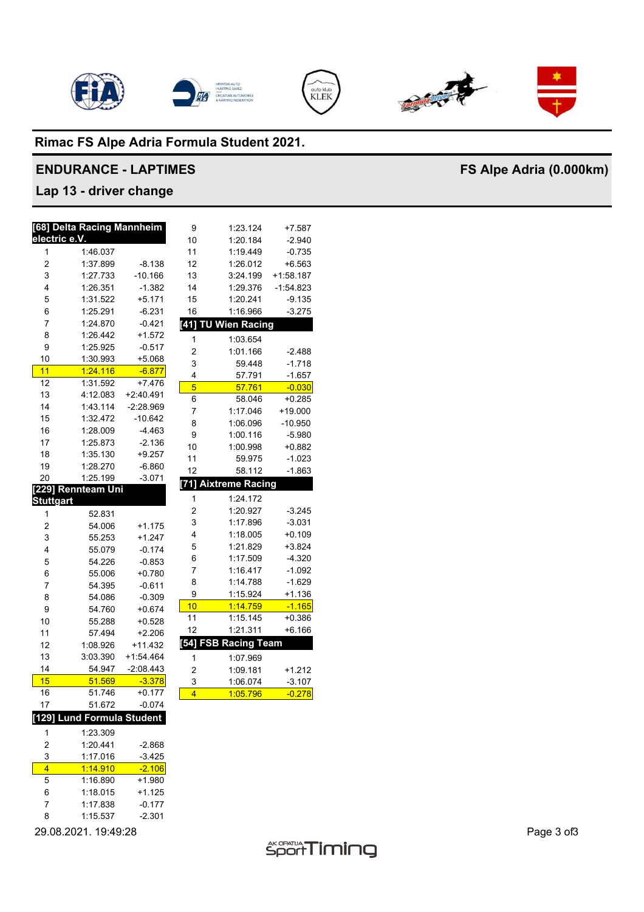## Rimac FS Alpe Adria Formula Student 2021.

## ENDURANCE - LAPTIMES

**FS Alpe Adria (0.000km)**

### Lap 13 - driver change

**[68] Delta Racing Mannheim electric e.V.**

| | | |
|---|---|---|
| 1 | 1:46.037 | |
| 2 | 1:37.899 | -8.138 |
| 3 | 1:27.733 | -10.166 |
| 4 | 1:26.351 | -1.382 |
| 5 | 1:31.522 | +5.171 |
| 6 | 1:25.291 | -6.231 |
| 7 | 1:24.870 | -0.421 |
| 8 | 1:26.442 | +1.572 |
| 9 | 1:25.925 | -0.517 |
| 10 | 1:30.993 | +5.068 |
| 11 | 1:24.116 | -6.877 |
| 12 | 1:31.592 | +7.476 |
| 13 | 4:12.083 | +2:40.491 |
| 14 | 1:43.114 | -2:28.969 |
| 15 | 1:32.472 | -10.642 |
| 16 | 1:28.009 | -4.463 |
| 17 | 1:25.873 | -2.136 |
| 18 | 1:35.130 | +9.257 |
| 19 | 1:28.270 | -6.860 |
| 20 | 1:25.199 | -3.071 |

**[229] Rennteam Uni Stuttgart**

| | | |
|---|---|---|
| 1 | 52.831 | |
| 2 | 54.006 | +1.175 |
| 3 | 55.253 | +1.247 |
| 4 | 55.079 | -0.174 |
| 5 | 54.226 | -0.853 |
| 6 | 55.006 | +0.780 |
| 7 | 54.395 | -0.611 |
| 8 | 54.086 | -0.309 |
| 9 | 54.760 | +0.674 |
| 10 | 55.288 | +0.528 |
| 11 | 57.494 | +2.206 |
| 12 | 1:08.926 | +11.432 |
| 13 | 3:03.390 | +1:54.464 |
| 14 | 54.947 | -2:08.443 |
| 15 | 51.569 | -3.378 |
| 16 | 51.746 | +0.177 |
| 17 | 51.672 | -0.074 |

**[129] Lund Formula Student**

| | | |
|---|---|---|
| 1 | 1:23.309 | |
| 2 | 1:20.441 | -2.868 |
| 3 | 1:17.016 | -3.425 |
| 4 | 1:14.910 | -2.106 |
| 5 | 1:16.890 | +1.980 |
| 6 | 1:18.015 | +1.125 |
| 7 | 1:17.838 | -0.177 |
| 8 | 1:15.537 | -2.301 |
| 9 | 1:23.124 | +7.587 |
| 10 | 1:20.184 | -2.940 |
| 11 | 1:19.449 | -0.735 |
| 12 | 1:26.012 | +6.563 |
| 13 | 3:24.199 | +1:58.187 |
| 14 | 1:29.376 | -1:54.823 |
| 15 | 1:20.241 | -9.135 |
| 16 | 1:16.966 | -3.275 |

**[41] TU Wien Racing**

| | | |
|---|---|---|
| 1 | 1:03.654 | |
| 2 | 1:01.166 | -2.488 |
| 3 | 59.448 | -1.718 |
| 4 | 57.791 | -1.657 |
| 5 | 57.761 | -0.030 |
| 6 | 58.046 | +0.285 |
| 7 | 1:17.046 | +19.000 |
| 8 | 1:06.096 | -10.950 |
| 9 | 1:00.116 | -5.980 |
| 10 | 1:00.998 | +0.882 |
| 11 | 59.975 | -1.023 |
| 12 | 58.112 | -1.863 |

**[71] Aixtreme Racing**

| | | |
|---|---|---|
| 1 | 1:24.172 | |
| 2 | 1:20.927 | -3.245 |
| 3 | 1:17.896 | -3.031 |
| 4 | 1:18.005 | +0.109 |
| 5 | 1:21.829 | +3.824 |
| 6 | 1:17.509 | -4.320 |
| 7 | 1:16.417 | -1.092 |
| 8 | 1:14.788 | -1.629 |
| 9 | 1:15.924 | +1.136 |
| 10 | 1:14.759 | -1.165 |
| 11 | 1:15.145 | +0.386 |
| 12 | 1:21.311 | +6.166 |

**[54] FSB Racing Team**

| | | |
|---|---|---|
| 1 | 1:07.969 | |
| 2 | 1:09.181 | +1.212 |
| 3 | 1:06.074 | -3.107 |
| 4 | 1:05.796 | -0.278 |

29.08.2021. 19:49:28